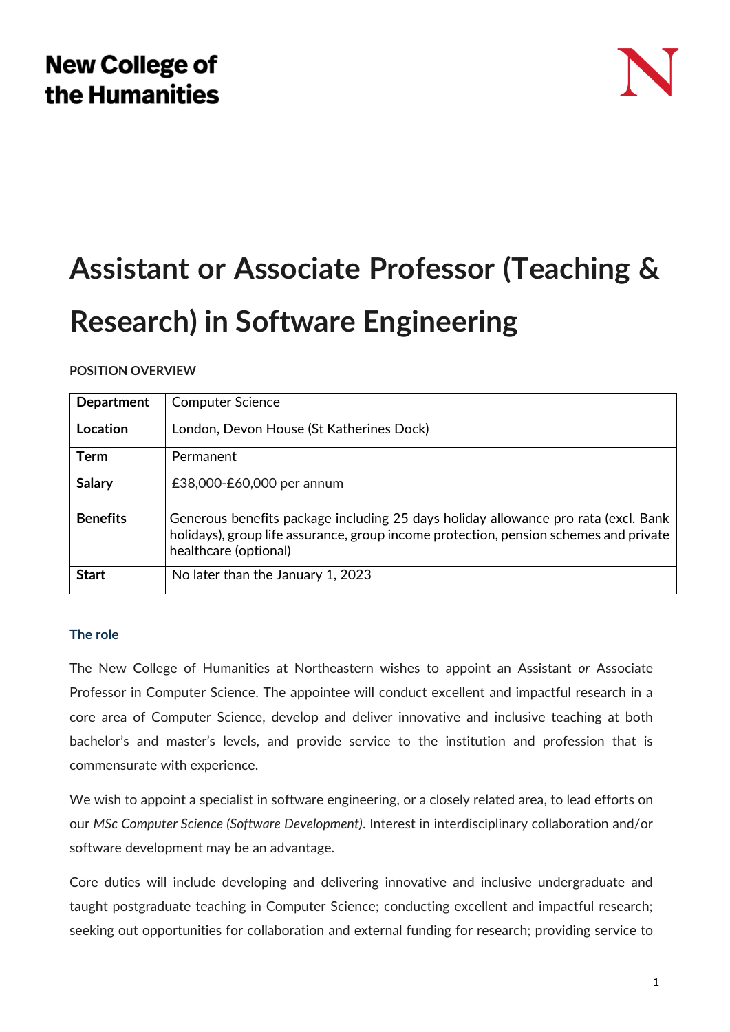New College of
the Humanities

# Assistant or Associate Professor (Teaching & Research) in Software Engineering

**POSITION OVERVIEW**

| **Department** | Computer Science |
|---|---|
| **Location** | London, Devon House (St Katherines Dock) |
| **Term** | Permanent |
| **Salary** | £38,000-£60,000 per annum |
| **Benefits** | Generous benefits package including 25 days holiday allowance pro rata (excl. Bank holidays), group life assurance, group income protection, pension schemes and private healthcare (optional) |
| **Start** | No later than the January 1, 2023 |

### The role

The New College of Humanities at Northeastern wishes to appoint an Assistant *or* Associate Professor in Computer Science. The appointee will conduct excellent and impactful research in a core area of Computer Science, develop and deliver innovative and inclusive teaching at both bachelor's and master's levels, and provide service to the institution and profession that is commensurate with experience.

We wish to appoint a specialist in software engineering, or a closely related area, to lead efforts on our *MSc Computer Science (Software Development)*. Interest in interdisciplinary collaboration and/or software development may be an advantage.

Core duties will include developing and delivering innovative and inclusive undergraduate and taught postgraduate teaching in Computer Science; conducting excellent and impactful research; seeking out opportunities for collaboration and external funding for research; providing service to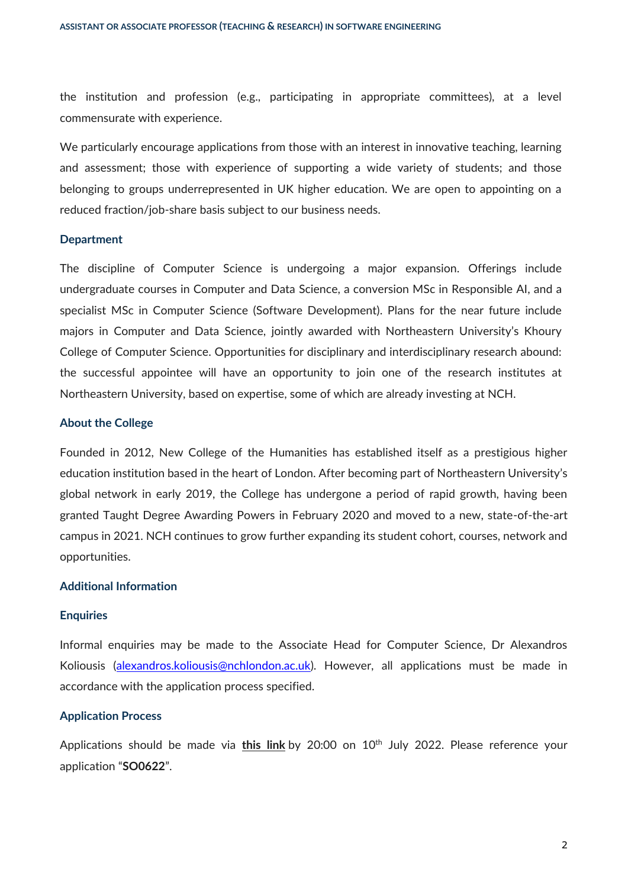the institution and profession (e.g., participating in appropriate committees), at a level commensurate with experience.

We particularly encourage applications from those with an interest in innovative teaching, learning and assessment; those with experience of supporting a wide variety of students; and those belonging to groups underrepresented in UK higher education. We are open to appointing on a reduced fraction/job-share basis subject to our business needs.

### Department

The discipline of Computer Science is undergoing a major expansion. Offerings include undergraduate courses in Computer and Data Science, a conversion MSc in Responsible AI, and a specialist MSc in Computer Science (Software Development). Plans for the near future include majors in Computer and Data Science, jointly awarded with Northeastern University's Khoury College of Computer Science. Opportunities for disciplinary and interdisciplinary research abound: the successful appointee will have an opportunity to join one of the research institutes at Northeastern University, based on expertise, some of which are already investing at NCH.

### About the College

Founded in 2012, New College of the Humanities has established itself as a prestigious higher education institution based in the heart of London. After becoming part of Northeastern University's global network in early 2019, the College has undergone a period of rapid growth, having been granted Taught Degree Awarding Powers in February 2020 and moved to a new, state-of-the-art campus in 2021. NCH continues to grow further expanding its student cohort, courses, network and opportunities.

### Additional Information

### Enquiries

Informal enquiries may be made to the Associate Head for Computer Science, Dr Alexandros Koliousis (alexandros.koliousis@nchlondon.ac.uk). However, all applications must be made in accordance with the application process specified.

### Application Process

Applications should be made via **this link** by 20:00 on 10th July 2022. Please reference your application "**SO0622**".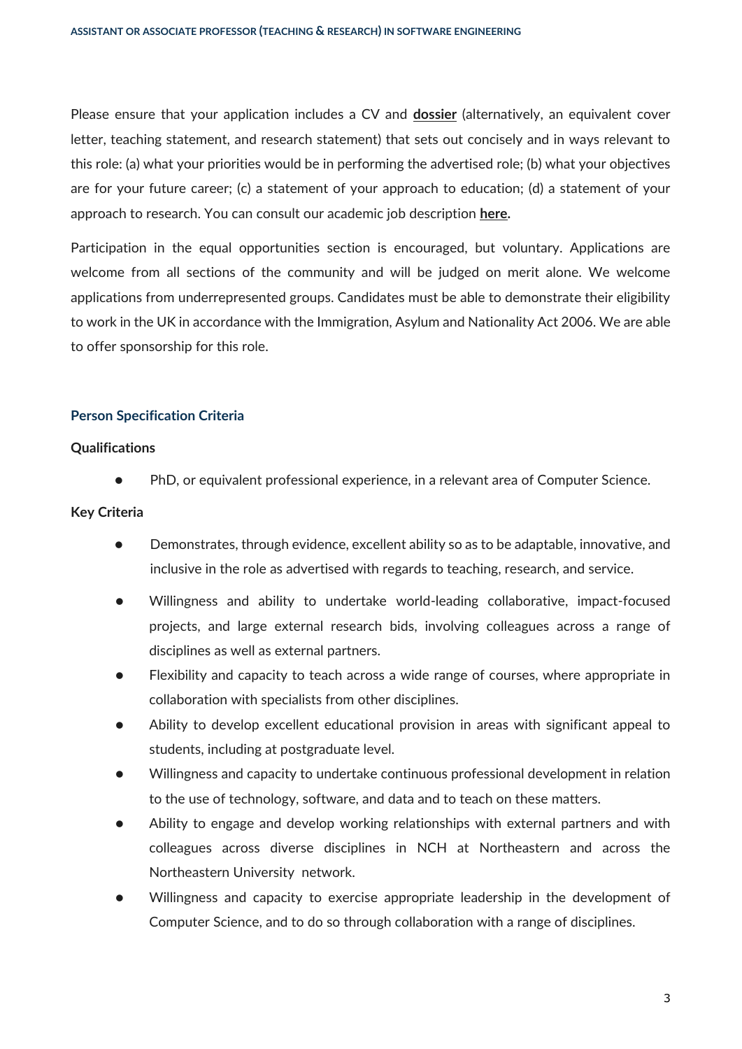Please ensure that your application includes a CV and **dossier** (alternatively, an equivalent cover letter, teaching statement, and research statement) that sets out concisely and in ways relevant to this role: (a) what your priorities would be in performing the advertised role; (b) what your objectives are for your future career; (c) a statement of your approach to education; (d) a statement of your approach to research. You can consult our academic job description **here.**

Participation in the equal opportunities section is encouraged, but voluntary. Applications are welcome from all sections of the community and will be judged on merit alone. We welcome applications from underrepresented groups. Candidates must be able to demonstrate their eligibility to work in the UK in accordance with the Immigration, Asylum and Nationality Act 2006. We are able to offer sponsorship for this role.

## Person Specification Criteria

**Qualifications**

- PhD, or equivalent professional experience, in a relevant area of Computer Science.

**Key Criteria**

- Demonstrates, through evidence, excellent ability so as to be adaptable, innovative, and inclusive in the role as advertised with regards to teaching, research, and service.
- Willingness and ability to undertake world-leading collaborative, impact-focused projects, and large external research bids, involving colleagues across a range of disciplines as well as external partners.
- Flexibility and capacity to teach across a wide range of courses, where appropriate in collaboration with specialists from other disciplines.
- Ability to develop excellent educational provision in areas with significant appeal to students, including at postgraduate level.
- Willingness and capacity to undertake continuous professional development in relation to the use of technology, software, and data and to teach on these matters.
- Ability to engage and develop working relationships with external partners and with colleagues across diverse disciplines in NCH at Northeastern and across the Northeastern University network.
- Willingness and capacity to exercise appropriate leadership in the development of Computer Science, and to do so through collaboration with a range of disciplines.